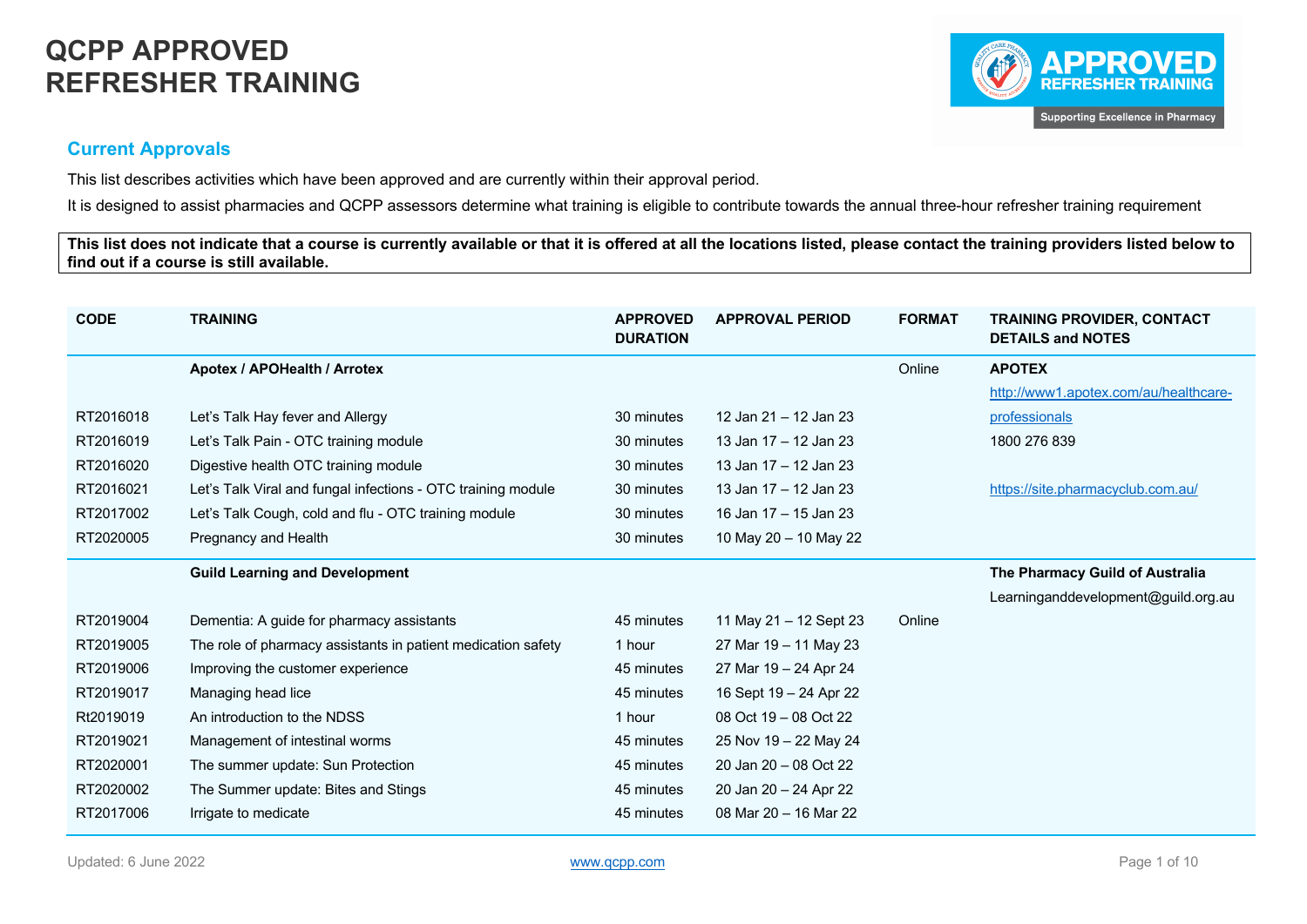# QCPP APPROVED REFRESHER TRAINING

## Current Approvals

This list describes activities which have been approved and are currently within their approval period.

It is designed to assist pharmacies and QCPP assessors determine what training is eligible to contribute towards the annual three-hour refresher training requirement

**This list does not indicate that a course is currently available or that it is offered at all the locations listed, please contact the training providers listed below to find out if a course is still available.**

| CODE | TRAINING | APPROVED DURATION | APPROVAL PERIOD | FORMAT | TRAINING PROVIDER, CONTACT DETAILS and NOTES |
|---|---|---|---|---|---|
| | **Apotex / APOHealth / Arrotex** | | | Online | **APOTEX** |
| | | | | | http://www1.apotex.com/au/healthcare-professionals |
| RT2016018 | Let's Talk Hay fever and Allergy | 30 minutes | 12 Jan 21 – 12 Jan 23 | | |
| RT2016019 | Let's Talk Pain - OTC training module | 30 minutes | 13 Jan 17 – 12 Jan 23 | | 1800 276 839 |
| RT2016020 | Digestive health OTC training module | 30 minutes | 13 Jan 17 – 12 Jan 23 | | |
| RT2016021 | Let's Talk Viral and fungal infections - OTC training module | 30 minutes | 13 Jan 17 – 12 Jan 23 | | https://site.pharmacyclub.com.au/ |
| RT2017002 | Let's Talk Cough, cold and flu - OTC training module | 30 minutes | 16 Jan 17 – 15 Jan 23 | | |
| RT2020005 | Pregnancy and Health | 30 minutes | 10 May 20 – 10 May 22 | | |
| | **Guild Learning and Development** | | | | **The Pharmacy Guild of Australia** |
| | | | | | Learninganddevelopment@guild.org.au |
| RT2019004 | Dementia: A guide for pharmacy assistants | 45 minutes | 11 May 21 – 12 Sept 23 | Online | |
| RT2019005 | The role of pharmacy assistants in patient medication safety | 1 hour | 27 Mar 19 – 11 May 23 | | |
| RT2019006 | Improving the customer experience | 45 minutes | 27 Mar 19 – 24 Apr 24 | | |
| RT2019017 | Managing head lice | 45 minutes | 16 Sept 19 – 24 Apr 22 | | |
| Rt2019019 | An introduction to the NDSS | 1 hour | 08 Oct 19 – 08 Oct 22 | | |
| RT2019021 | Management of intestinal worms | 45 minutes | 25 Nov 19 – 22 May 24 | | |
| RT2020001 | The summer update: Sun Protection | 45 minutes | 20 Jan 20 – 08 Oct 22 | | |
| RT2020002 | The Summer update: Bites and Stings | 45 minutes | 20 Jan 20 – 24 Apr 22 | | |
| RT2017006 | Irrigate to medicate | 45 minutes | 08 Mar 20 – 16 Mar 22 | | |

Updated: 6 June 2022

www.qcpp.com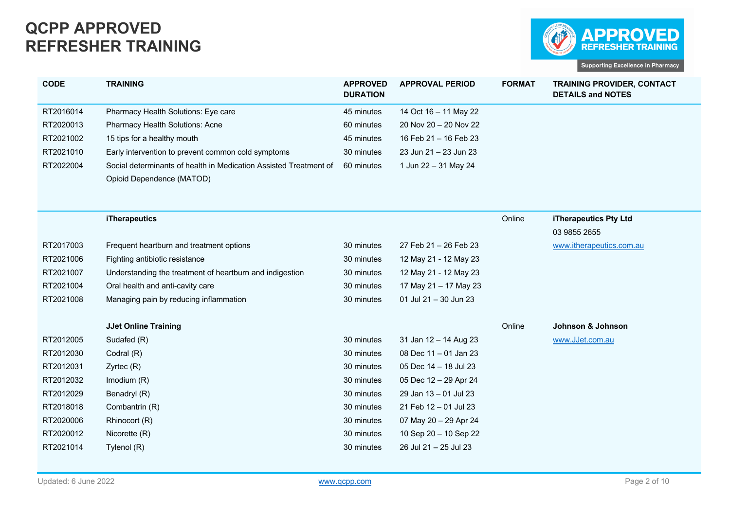# QCPP APPROVED REFRESHER TRAINING

| CODE | TRAINING | APPROVED DURATION | APPROVAL PERIOD | FORMAT | TRAINING PROVIDER, CONTACT DETAILS and NOTES |
|---|---|---|---|---|---|
| RT2016014 | Pharmacy Health Solutions: Eye care | 45 minutes | 14 Oct 16 – 11 May 22 | | |
| RT2020013 | Pharmacy Health Solutions: Acne | 60 minutes | 20 Nov 20 – 20 Nov 22 | | |
| RT2021002 | 15 tips for a healthy mouth | 45 minutes | 16 Feb 21 – 16 Feb 23 | | |
| RT2021010 | Early intervention to prevent common cold symptoms | 30 minutes | 23 Jun 21 – 23 Jun 23 | | |
| RT2022004 | Social determinants of health in Medication Assisted Treatment of Opioid Dependence (MATOD) | 60 minutes | 1 Jun 22 – 31 May 24 | | |
| | **iTherapeutics** | | | Online | **iTherapeutics Pty Ltd**<br>03 9855 2655<br>www.itherapeutics.com.au |
| RT2017003 | Frequent heartburn and treatment options | 30 minutes | 27 Feb 21 – 26 Feb 23 | | |
| RT2021006 | Fighting antibiotic resistance | 30 minutes | 12 May 21 - 12 May 23 | | |
| RT2021007 | Understanding the treatment of heartburn and indigestion | 30 minutes | 12 May 21 - 12 May 23 | | |
| RT2021004 | Oral health and anti-cavity care | 30 minutes | 17 May 21 – 17 May 23 | | |
| RT2021008 | Managing pain by reducing inflammation | 30 minutes | 01 Jul 21 – 30 Jun 23 | | |
| | **JJet Online Training** | | | Online | **Johnson & Johnson**<br>www.JJet.com.au |
| RT2012005 | Sudafed (R) | 30 minutes | 31 Jan 12 – 14 Aug 23 | | |
| RT2012030 | Codral (R) | 30 minutes | 08 Dec 11 – 01 Jan 23 | | |
| RT2012031 | Zyrtec (R) | 30 minutes | 05 Dec 14 – 18 Jul 23 | | |
| RT2012032 | Imodium (R) | 30 minutes | 05 Dec 12 – 29 Apr 24 | | |
| RT2012029 | Benadryl (R) | 30 minutes | 29 Jan 13 – 01 Jul 23 | | |
| RT2018018 | Combantrin (R) | 30 minutes | 21 Feb 12 – 01 Jul 23 | | |
| RT2020006 | Rhinocort (R) | 30 minutes | 07 May 20 – 29 Apr 24 | | |
| RT2020012 | Nicorette (R) | 30 minutes | 10 Sep 20 – 10 Sep 22 | | |
| RT2021014 | Tylenol (R) | 30 minutes | 26 Jul 21 – 25 Jul 23 | | |

Updated: 6 June 2022

www.qcpp.com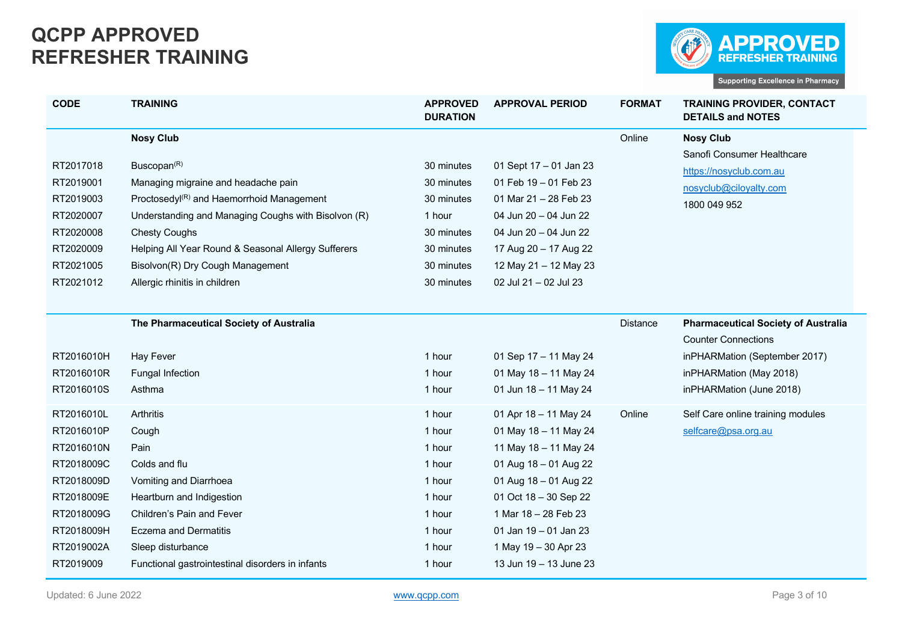# QCPP APPROVED REFRESHER TRAINING

| CODE | TRAINING | APPROVED DURATION | APPROVAL PERIOD | FORMAT | TRAINING PROVIDER, CONTACT DETAILS and NOTES |
|---|---|---|---|---|---|
| | **Nosy Club** | | | Online | **Nosy Club** |
| | | | | | Sanofi Consumer Healthcare |
| RT2017018 | Buscopan(R) | 30 minutes | 01 Sept 17 – 01 Jan 23 | | https://nosyclub.com.au |
| RT2019001 | Managing migraine and headache pain | 30 minutes | 01 Feb 19 – 01 Feb 23 | | nosyclub@ciloyalty.com |
| RT2019003 | Proctosedyl(R) and Haemorrhoid Management | 30 minutes | 01 Mar 21 – 28 Feb 23 | | 1800 049 952 |
| RT2020007 | Understanding and Managing Coughs with Bisolvon (R) | 1 hour | 04 Jun 20 – 04 Jun 22 | | |
| RT2020008 | Chesty Coughs | 30 minutes | 04 Jun 20 – 04 Jun 22 | | |
| RT2020009 | Helping All Year Round & Seasonal Allergy Sufferers | 30 minutes | 17 Aug 20 – 17 Aug 22 | | |
| RT2021005 | Bisolvon(R) Dry Cough Management | 30 minutes | 12 May 21 – 12 May 23 | | |
| RT2021012 | Allergic rhinitis in children | 30 minutes | 02 Jul 21 – 02 Jul 23 | | |
| | **The Pharmaceutical Society of Australia** | | | Distance | **Pharmaceutical Society of Australia** |
| | | | | | Counter Connections |
| RT2016010H | Hay Fever | 1 hour | 01 Sep 17 – 11 May 24 | | inPHARMation (September 2017) |
| RT2016010R | Fungal Infection | 1 hour | 01 May 18 – 11 May 24 | | inPHARMation (May 2018) |
| RT2016010S | Asthma | 1 hour | 01 Jun 18 – 11 May 24 | | inPHARMation (June 2018) |
| RT2016010L | Arthritis | 1 hour | 01 Apr 18 – 11 May 24 | Online | Self Care online training modules |
| RT2016010P | Cough | 1 hour | 01 May 18 – 11 May 24 | | selfcare@psa.org.au |
| RT2016010N | Pain | 1 hour | 11 May 18 – 11 May 24 | | |
| RT2018009C | Colds and flu | 1 hour | 01 Aug 18 – 01 Aug 22 | | |
| RT2018009D | Vomiting and Diarrhoea | 1 hour | 01 Aug 18 – 01 Aug 22 | | |
| RT2018009E | Heartburn and Indigestion | 1 hour | 01 Oct 18 – 30 Sep 22 | | |
| RT2018009G | Children's Pain and Fever | 1 hour | 1 Mar 18 – 28 Feb 23 | | |
| RT2018009H | Eczema and Dermatitis | 1 hour | 01 Jan 19 – 01 Jan 23 | | |
| RT2019002A | Sleep disturbance | 1 hour | 1 May 19 – 30 Apr 23 | | |
| RT2019009 | Functional gastrointestinal disorders in infants | 1 hour | 13 Jun 19 – 13 June 23 | | |

Updated: 6 June 2022

www.qcpp.com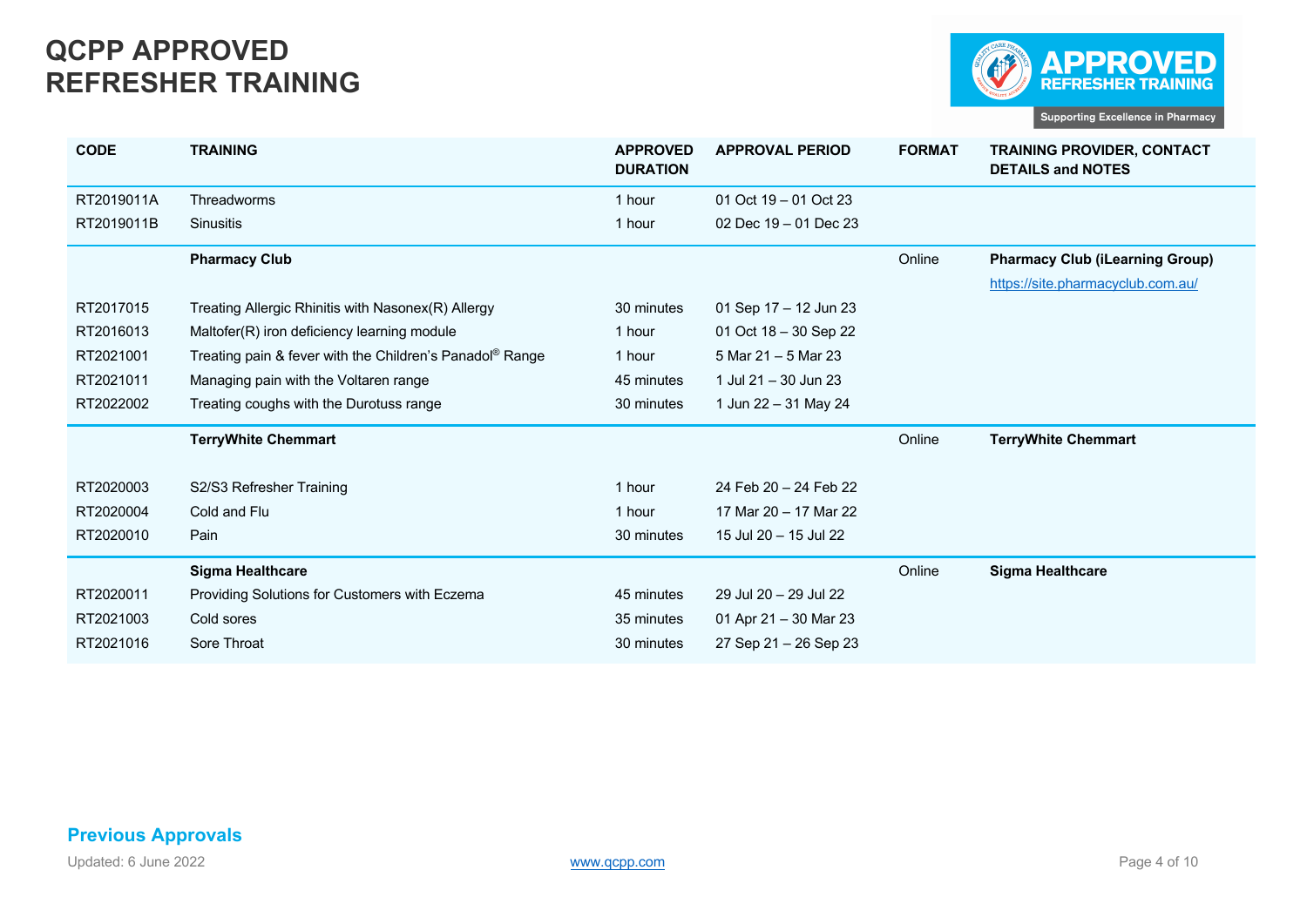# QCPP APPROVED REFRESHER TRAINING

| CODE | TRAINING | APPROVED DURATION | APPROVAL PERIOD | FORMAT | TRAINING PROVIDER, CONTACT DETAILS and NOTES |
|---|---|---|---|---|---|
| RT2019011A | Threadworms | 1 hour | 01 Oct 19 – 01 Oct 23 | | |
| RT2019011B | Sinusitis | 1 hour | 02 Dec 19 – 01 Dec 23 | | |
| | **Pharmacy Club** | | | Online | **Pharmacy Club (iLearning Group)** https://site.pharmacyclub.com.au/ |
| RT2017015 | Treating Allergic Rhinitis with Nasonex(R) Allergy | 30 minutes | 01 Sep 17 – 12 Jun 23 | | |
| RT2016013 | Maltofer(R) iron deficiency learning module | 1 hour | 01 Oct 18 – 30 Sep 22 | | |
| RT2021001 | Treating pain & fever with the Children's Panadol® Range | 1 hour | 5 Mar 21 – 5 Mar 23 | | |
| RT2021011 | Managing pain with the Voltaren range | 45 minutes | 1 Jul 21 – 30 Jun 23 | | |
| RT2022002 | Treating coughs with the Durotuss range | 30 minutes | 1 Jun 22 – 31 May 24 | | |
| | **TerryWhite Chemmart** | | | Online | **TerryWhite Chemmart** |
| RT2020003 | S2/S3 Refresher Training | 1 hour | 24 Feb 20 – 24 Feb 22 | | |
| RT2020004 | Cold and Flu | 1 hour | 17 Mar 20 – 17 Mar 22 | | |
| RT2020010 | Pain | 30 minutes | 15 Jul 20 – 15 Jul 22 | | |
| | **Sigma Healthcare** | | | Online | **Sigma Healthcare** |
| RT2020011 | Providing Solutions for Customers with Eczema | 45 minutes | 29 Jul 20 – 29 Jul 22 | | |
| RT2021003 | Cold sores | 35 minutes | 01 Apr 21 – 30 Mar 23 | | |
| RT2021016 | Sore Throat | 30 minutes | 27 Sep 21 – 26 Sep 23 | | |

**Previous Approvals**

Updated: 6 June 2022

www.qcpp.com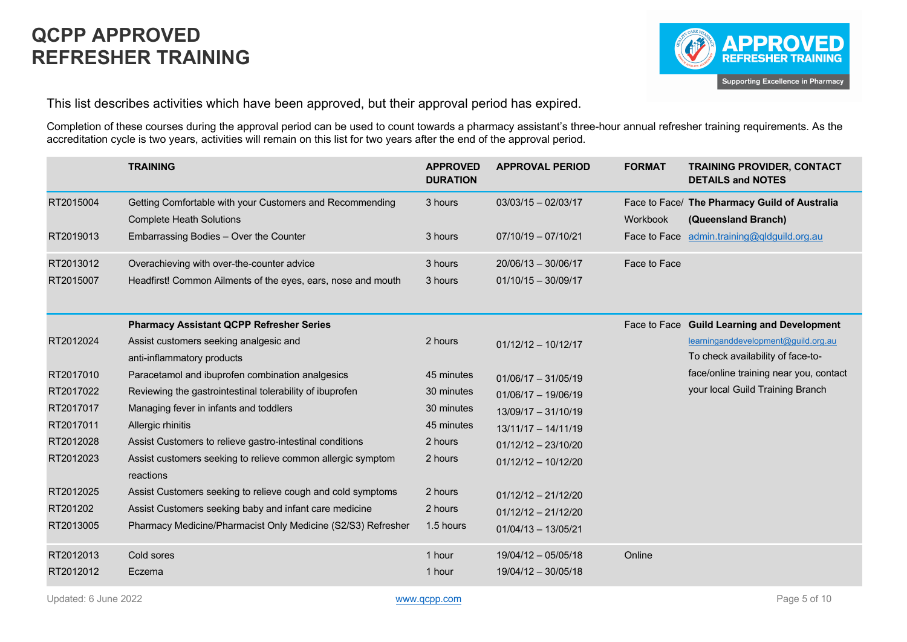# QCPP APPROVED REFRESHER TRAINING

This list describes activities which have been approved, but their approval period has expired.

Completion of these courses during the approval period can be used to count towards a pharmacy assistant's three-hour annual refresher training requirements. As the accreditation cycle is two years, activities will remain on this list for two years after the end of the approval period.

| | TRAINING | APPROVED DURATION | APPROVAL PERIOD | FORMAT | TRAINING PROVIDER, CONTACT DETAILS and NOTES |
|---|---|---|---|---|---|
| RT2015004 | Getting Comfortable with your Customers and Recommending Complete Heath Solutions | 3 hours | 03/03/15 – 02/03/17 | Face to Face/ Workbook | **The Pharmacy Guild of Australia (Queensland Branch)** |
| RT2019013 | Embarrassing Bodies – Over the Counter | 3 hours | 07/10/19 – 07/10/21 | Face to Face | admin.training@qldguild.org.au |
| RT2013012 | Overachieving with over-the-counter advice | 3 hours | 20/06/13 – 30/06/17 | Face to Face | |
| RT2015007 | Headfirst! Common Ailments of the eyes, ears, nose and mouth | 3 hours | 01/10/15 – 30/09/17 | | |
| | **Pharmacy Assistant QCPP Refresher Series** | | | Face to Face | **Guild Learning and Development** |
| RT2012024 | Assist customers seeking analgesic and anti-inflammatory products | 2 hours | 01/12/12 – 10/12/17 | | learninganddevelopment@guild.org.au |
| RT2017010 | Paracetamol and ibuprofen combination analgesics | 45 minutes | 01/06/17 – 31/05/19 | | To check availability of face-to-face/online training near you, contact your local Guild Training Branch |
| RT2017022 | Reviewing the gastrointestinal tolerability of ibuprofen | 30 minutes | 01/06/17 – 19/06/19 | | |
| RT2017017 | Managing fever in infants and toddlers | 30 minutes | 13/09/17 – 31/10/19 | | |
| RT2017011 | Allergic rhinitis | 45 minutes | 13/11/17 – 14/11/19 | | |
| RT2012028 | Assist Customers to relieve gastro-intestinal conditions | 2 hours | 01/12/12 – 23/10/20 | | |
| RT2012023 | Assist customers seeking to relieve common allergic symptom reactions | 2 hours | 01/12/12 – 10/12/20 | | |
| RT2012025 | Assist Customers seeking to relieve cough and cold symptoms | 2 hours | 01/12/12 – 21/12/20 | | |
| RT201202 | Assist Customers seeking baby and infant care medicine | 2 hours | 01/12/12 – 21/12/20 | | |
| RT2013005 | Pharmacy Medicine/Pharmacist Only Medicine (S2/S3) Refresher | 1.5 hours | 01/04/13 – 13/05/21 | | |
| RT2012013 | Cold sores | 1 hour | 19/04/12 – 05/05/18 | Online | |
| RT2012012 | Eczema | 1 hour | 19/04/12 – 30/05/18 | | |

Updated: 6 June 2022

www.qcpp.com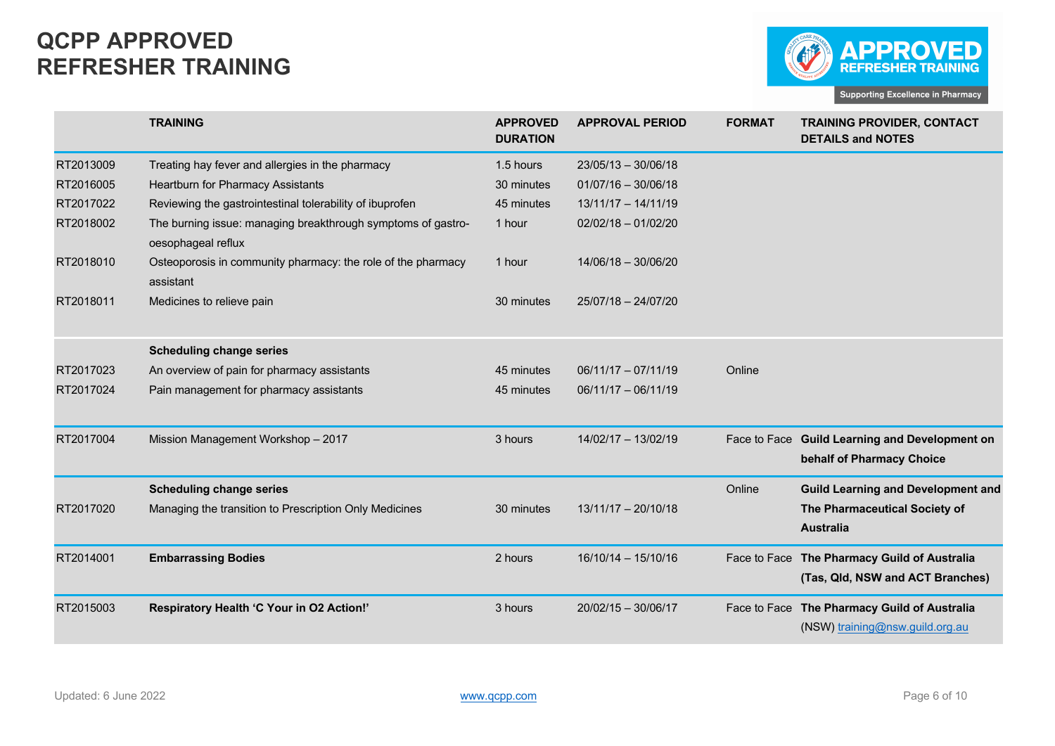# QCPP APPROVED REFRESHER TRAINING

| | TRAINING | APPROVED DURATION | APPROVAL PERIOD | FORMAT | TRAINING PROVIDER, CONTACT DETAILS and NOTES |
|---|---|---|---|---|---|
| RT2013009 | Treating hay fever and allergies in the pharmacy | 1.5 hours | 23/05/13 – 30/06/18 | | |
| RT2016005 | Heartburn for Pharmacy Assistants | 30 minutes | 01/07/16 – 30/06/18 | | |
| RT2017022 | Reviewing the gastrointestinal tolerability of ibuprofen | 45 minutes | 13/11/17 – 14/11/19 | | |
| RT2018002 | The burning issue: managing breakthrough symptoms of gastro-oesophageal reflux | 1 hour | 02/02/18 – 01/02/20 | | |
| RT2018010 | Osteoporosis in community pharmacy: the role of the pharmacy assistant | 1 hour | 14/06/18 – 30/06/20 | | |
| RT2018011 | Medicines to relieve pain | 30 minutes | 25/07/18 – 24/07/20 | | |
| | **Scheduling change series** | | | | |
| RT2017023 | An overview of pain for pharmacy assistants | 45 minutes | 06/11/17 – 07/11/19 | Online | |
| RT2017024 | Pain management for pharmacy assistants | 45 minutes | 06/11/17 – 06/11/19 | | |
| RT2017004 | Mission Management Workshop – 2017 | 3 hours | 14/02/17 – 13/02/19 | Face to Face | **Guild Learning and Development on behalf of Pharmacy Choice** |
| | **Scheduling change series** | | | Online | **Guild Learning and Development and The Pharmaceutical Society of Australia** |
| RT2017020 | Managing the transition to Prescription Only Medicines | 30 minutes | 13/11/17 – 20/10/18 | | |
| RT2014001 | **Embarrassing Bodies** | 2 hours | 16/10/14 – 15/10/16 | Face to Face | **The Pharmacy Guild of Australia (Tas, Qld, NSW and ACT Branches)** |
| RT2015003 | **Respiratory Health 'C Your in O2 Action!'** | 3 hours | 20/02/15 – 30/06/17 | Face to Face | **The Pharmacy Guild of Australia** (NSW) training@nsw.guild.org.au |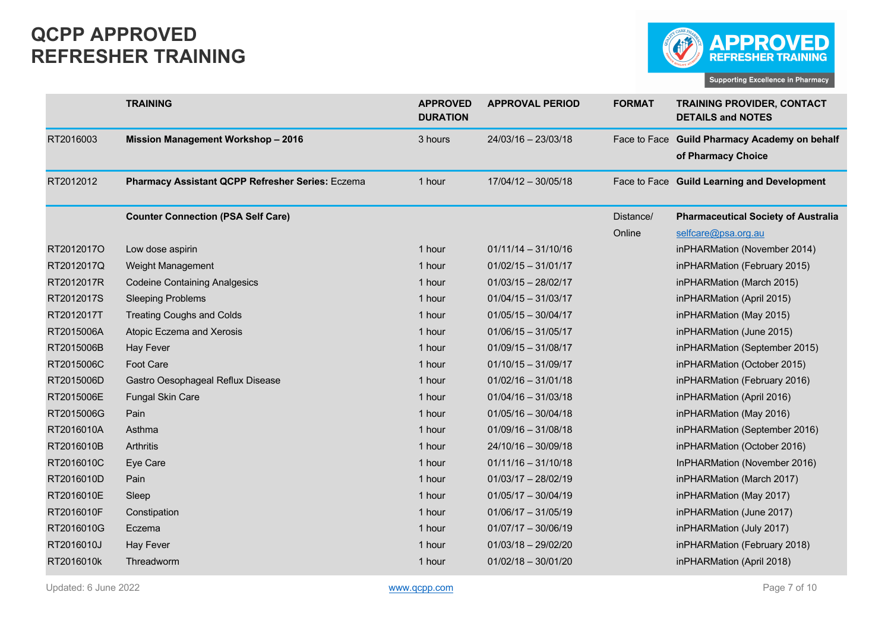# QCPP APPROVED REFRESHER TRAINING

| | TRAINING | APPROVED DURATION | APPROVAL PERIOD | FORMAT | TRAINING PROVIDER, CONTACT DETAILS and NOTES |
|---|---|---|---|---|---|
| RT2016003 | **Mission Management Workshop – 2016** | 3 hours | 24/03/16 – 23/03/18 | Face to Face | **Guild Pharmacy Academy on behalf of Pharmacy Choice** |
| RT2012012 | **Pharmacy Assistant QCPP Refresher Series:** Eczema | 1 hour | 17/04/12 – 30/05/18 | Face to Face | **Guild Learning and Development** |
| | **Counter Connection (PSA Self Care)** | | | Distance/ Online | **Pharmaceutical Society of Australia** selfcare@psa.org.au |
| RT2012017O | Low dose aspirin | 1 hour | 01/11/14 – 31/10/16 | | inPHARMation (November 2014) |
| RT2012017Q | Weight Management | 1 hour | 01/02/15 – 31/01/17 | | inPHARMation (February 2015) |
| RT2012017R | Codeine Containing Analgesics | 1 hour | 01/03/15 – 28/02/17 | | inPHARMation (March 2015) |
| RT2012017S | Sleeping Problems | 1 hour | 01/04/15 – 31/03/17 | | inPHARMation (April 2015) |
| RT2012017T | Treating Coughs and Colds | 1 hour | 01/05/15 – 30/04/17 | | inPHARMation (May 2015) |
| RT2015006A | Atopic Eczema and Xerosis | 1 hour | 01/06/15 – 31/05/17 | | inPHARMation (June 2015) |
| RT2015006B | Hay Fever | 1 hour | 01/09/15 – 31/08/17 | | inPHARMation (September 2015) |
| RT2015006C | Foot Care | 1 hour | 01/10/15 – 31/09/17 | | inPHARMation (October 2015) |
| RT2015006D | Gastro Oesophageal Reflux Disease | 1 hour | 01/02/16 – 31/01/18 | | inPHARMation (February 2016) |
| RT2015006E | Fungal Skin Care | 1 hour | 01/04/16 – 31/03/18 | | inPHARMation (April 2016) |
| RT2015006G | Pain | 1 hour | 01/05/16 – 30/04/18 | | inPHARMation (May 2016) |
| RT2016010A | Asthma | 1 hour | 01/09/16 – 31/08/18 | | inPHARMation (September 2016) |
| RT2016010B | Arthritis | 1 hour | 24/10/16 – 30/09/18 | | inPHARMation (October 2016) |
| RT2016010C | Eye Care | 1 hour | 01/11/16 – 31/10/18 | | InPHARMation (November 2016) |
| RT2016010D | Pain | 1 hour | 01/03/17 – 28/02/19 | | inPHARMation (March 2017) |
| RT2016010E | Sleep | 1 hour | 01/05/17 – 30/04/19 | | inPHARMation (May 2017) |
| RT2016010F | Constipation | 1 hour | 01/06/17 – 31/05/19 | | inPHARMation (June 2017) |
| RT2016010G | Eczema | 1 hour | 01/07/17 – 30/06/19 | | inPHARMation (July 2017) |
| RT2016010J | Hay Fever | 1 hour | 01/03/18 – 29/02/20 | | inPHARMation (February 2018) |
| RT2016010k | Threadworm | 1 hour | 01/02/18 – 30/01/20 | | inPHARMation (April 2018) |

Updated: 6 June 2022

www.qcpp.com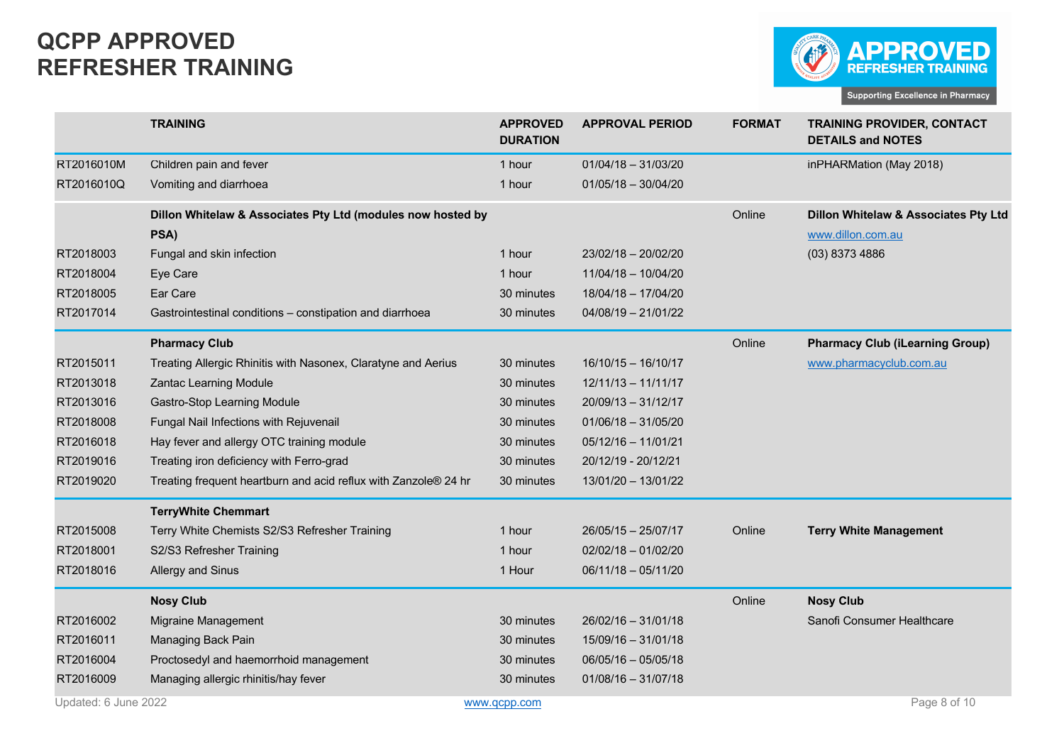# QCPP APPROVED REFRESHER TRAINING

APPROVED REFRESHER TRAINING

Supporting Excellence in Pharmacy

| | TRAINING | APPROVED DURATION | APPROVAL PERIOD | FORMAT | TRAINING PROVIDER, CONTACT DETAILS and NOTES |
|---|---|---|---|---|---|
| RT2016010M | Children pain and fever | 1 hour | 01/04/18 – 31/03/20 | | inPHARMation (May 2018) |
| RT2016010Q | Vomiting and diarrhoea | 1 hour | 01/05/18 – 30/04/20 | | |
| | **Dillon Whitelaw & Associates Pty Ltd (modules now hosted by PSA)** | | | Online | **Dillon Whitelaw & Associates Pty Ltd** |
| | | | | | www.dillon.com.au |
| RT2018003 | Fungal and skin infection | 1 hour | 23/02/18 – 20/02/20 | | (03) 8373 4886 |
| RT2018004 | Eye Care | 1 hour | 11/04/18 – 10/04/20 | | |
| RT2018005 | Ear Care | 30 minutes | 18/04/18 – 17/04/20 | | |
| RT2017014 | Gastrointestinal conditions – constipation and diarrhoea | 30 minutes | 04/08/19 – 21/01/22 | | |
| | **Pharmacy Club** | | | Online | **Pharmacy Club (iLearning Group)** |
| RT2015011 | Treating Allergic Rhinitis with Nasonex, Claratyne and Aerius | 30 minutes | 16/10/15 – 16/10/17 | | www.pharmacyclub.com.au |
| RT2013018 | Zantac Learning Module | 30 minutes | 12/11/13 – 11/11/17 | | |
| RT2013016 | Gastro-Stop Learning Module | 30 minutes | 20/09/13 – 31/12/17 | | |
| RT2018008 | Fungal Nail Infections with Rejuvenail | 30 minutes | 01/06/18 – 31/05/20 | | |
| RT2016018 | Hay fever and allergy OTC training module | 30 minutes | 05/12/16 – 11/01/21 | | |
| RT2019016 | Treating iron deficiency with Ferro-grad | 30 minutes | 20/12/19 - 20/12/21 | | |
| RT2019020 | Treating frequent heartburn and acid reflux with Zanzole® 24 hr | 30 minutes | 13/01/20 – 13/01/22 | | |
| | **TerryWhite Chemmart** | | | | |
| RT2015008 | Terry White Chemists S2/S3 Refresher Training | 1 hour | 26/05/15 – 25/07/17 | Online | **Terry White Management** |
| RT2018001 | S2/S3 Refresher Training | 1 hour | 02/02/18 – 01/02/20 | | |
| RT2018016 | Allergy and Sinus | 1 Hour | 06/11/18 – 05/11/20 | | |
| | **Nosy Club** | | | Online | **Nosy Club** |
| RT2016002 | Migraine Management | 30 minutes | 26/02/16 – 31/01/18 | | Sanofi Consumer Healthcare |
| RT2016011 | Managing Back Pain | 30 minutes | 15/09/16 – 31/01/18 | | |
| RT2016004 | Proctosedyl and haemorrhoid management | 30 minutes | 06/05/16 – 05/05/18 | | |
| RT2016009 | Managing allergic rhinitis/hay fever | 30 minutes | 01/08/16 – 31/07/18 | | |

Updated: 6 June 2022 www.qcpp.com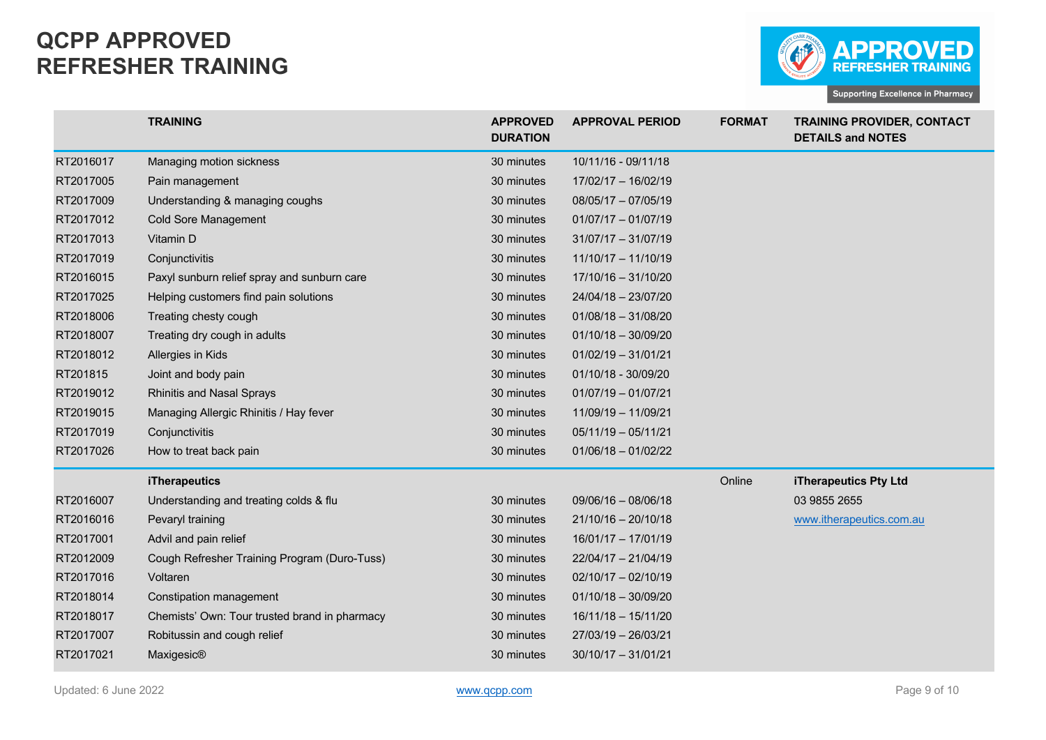# QCPP APPROVED REFRESHER TRAINING

| | TRAINING | APPROVED DURATION | APPROVAL PERIOD | FORMAT | TRAINING PROVIDER, CONTACT DETAILS and NOTES |
|---|---|---|---|---|---|
| RT2016017 | Managing motion sickness | 30 minutes | 10/11/16 - 09/11/18 | | |
| RT2017005 | Pain management | 30 minutes | 17/02/17 – 16/02/19 | | |
| RT2017009 | Understanding & managing coughs | 30 minutes | 08/05/17 – 07/05/19 | | |
| RT2017012 | Cold Sore Management | 30 minutes | 01/07/17 – 01/07/19 | | |
| RT2017013 | Vitamin D | 30 minutes | 31/07/17 – 31/07/19 | | |
| RT2017019 | Conjunctivitis | 30 minutes | 11/10/17 – 11/10/19 | | |
| RT2016015 | Paxyl sunburn relief spray and sunburn care | 30 minutes | 17/10/16 – 31/10/20 | | |
| RT2017025 | Helping customers find pain solutions | 30 minutes | 24/04/18 – 23/07/20 | | |
| RT2018006 | Treating chesty cough | 30 minutes | 01/08/18 – 31/08/20 | | |
| RT2018007 | Treating dry cough in adults | 30 minutes | 01/10/18 – 30/09/20 | | |
| RT2018012 | Allergies in Kids | 30 minutes | 01/02/19 – 31/01/21 | | |
| RT201815 | Joint and body pain | 30 minutes | 01/10/18 - 30/09/20 | | |
| RT2019012 | Rhinitis and Nasal Sprays | 30 minutes | 01/07/19 – 01/07/21 | | |
| RT2019015 | Managing Allergic Rhinitis / Hay fever | 30 minutes | 11/09/19 – 11/09/21 | | |
| RT2017019 | Conjunctivitis | 30 minutes | 05/11/19 – 05/11/21 | | |
| RT2017026 | How to treat back pain | 30 minutes | 01/06/18 – 01/02/22 | | |
| | **iTherapeutics** | | | Online | **iTherapeutics Pty Ltd** |
| RT2016007 | Understanding and treating colds & flu | 30 minutes | 09/06/16 – 08/06/18 | | 03 9855 2655 |
| RT2016016 | Pevaryl training | 30 minutes | 21/10/16 – 20/10/18 | | www.itherapeutics.com.au |
| RT2017001 | Advil and pain relief | 30 minutes | 16/01/17 – 17/01/19 | | |
| RT2012009 | Cough Refresher Training Program (Duro-Tuss) | 30 minutes | 22/04/17 – 21/04/19 | | |
| RT2017016 | Voltaren | 30 minutes | 02/10/17 – 02/10/19 | | |
| RT2018014 | Constipation management | 30 minutes | 01/10/18 – 30/09/20 | | |
| RT2018017 | Chemists' Own: Tour trusted brand in pharmacy | 30 minutes | 16/11/18 – 15/11/20 | | |
| RT2017007 | Robitussin and cough relief | 30 minutes | 27/03/19 – 26/03/21 | | |
| RT2017021 | Maxigesic® | 30 minutes | 30/10/17 – 31/01/21 | | |

Updated: 6 June 2022

www.qcpp.com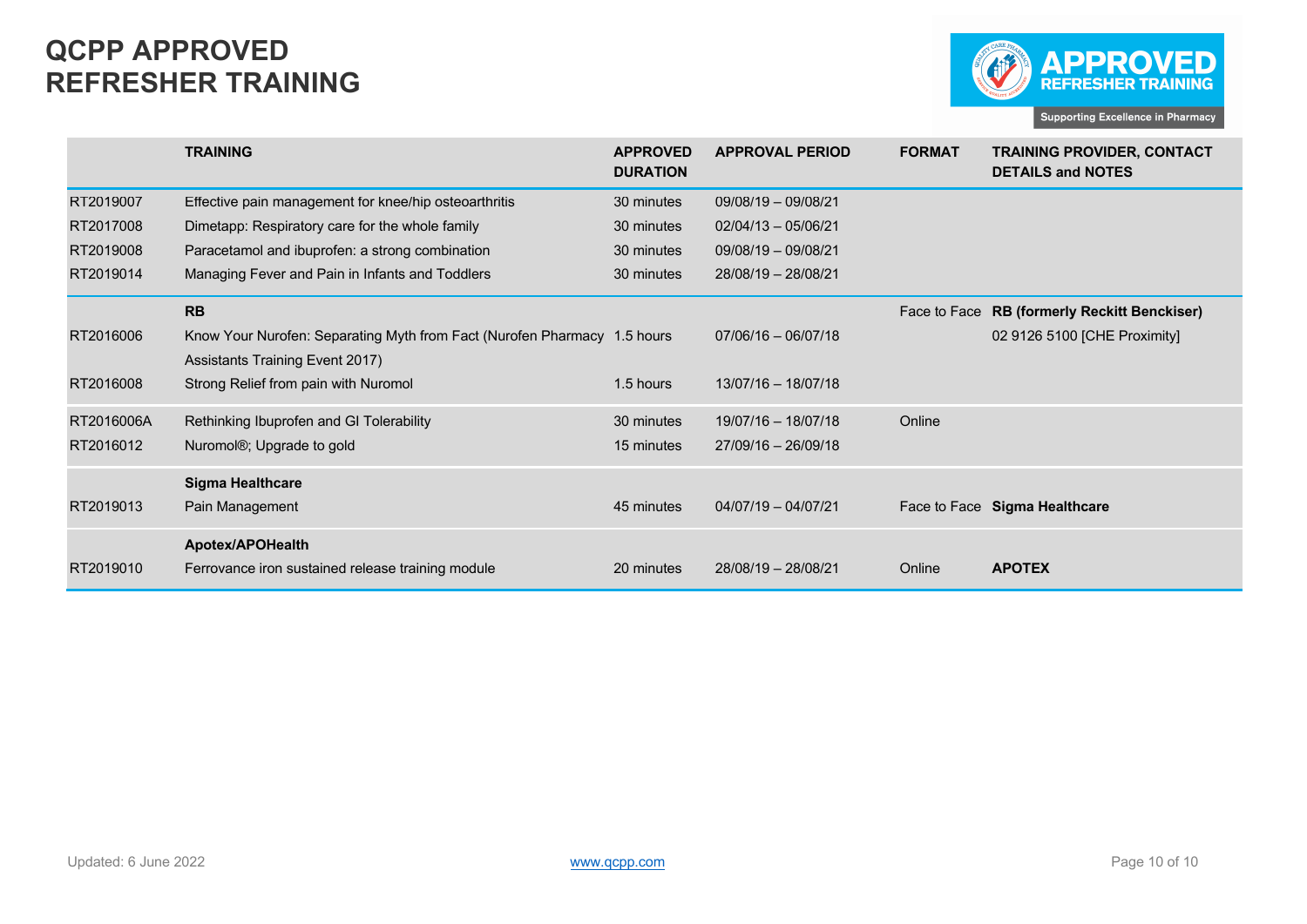# QCPP APPROVED REFRESHER TRAINING

| | TRAINING | APPROVED DURATION | APPROVAL PERIOD | FORMAT | TRAINING PROVIDER, CONTACT DETAILS and NOTES |
|---|---|---|---|---|---|
| RT2019007 | Effective pain management for knee/hip osteoarthritis | 30 minutes | 09/08/19 – 09/08/21 | | |
| RT2017008 | Dimetapp: Respiratory care for the whole family | 30 minutes | 02/04/13 – 05/06/21 | | |
| RT2019008 | Paracetamol and ibuprofen: a strong combination | 30 minutes | 09/08/19 – 09/08/21 | | |
| RT2019014 | Managing Fever and Pain in Infants and Toddlers | 30 minutes | 28/08/19 – 28/08/21 | | |
| | **RB** | | | Face to Face | **RB (formerly Reckitt Benckiser)** |
| RT2016006 | Know Your Nurofen: Separating Myth from Fact (Nurofen Pharmacy Assistants Training Event 2017) | 1.5 hours | 07/06/16 – 06/07/18 | | 02 9126 5100 [CHE Proximity] |
| RT2016008 | Strong Relief from pain with Nuromol | 1.5 hours | 13/07/16 – 18/07/18 | | |
| RT2016006A | Rethinking Ibuprofen and GI Tolerability | 30 minutes | 19/07/16 – 18/07/18 | Online | |
| RT2016012 | Nuromol®; Upgrade to gold | 15 minutes | 27/09/16 – 26/09/18 | | |
| | **Sigma Healthcare** | | | | |
| RT2019013 | Pain Management | 45 minutes | 04/07/19 – 04/07/21 | Face to Face | **Sigma Healthcare** |
| | **Apotex/APOHealth** | | | | |
| RT2019010 | Ferrovance iron sustained release training module | 20 minutes | 28/08/19 – 28/08/21 | Online | **APOTEX** |

Updated: 6 June 2022

www.qcpp.com